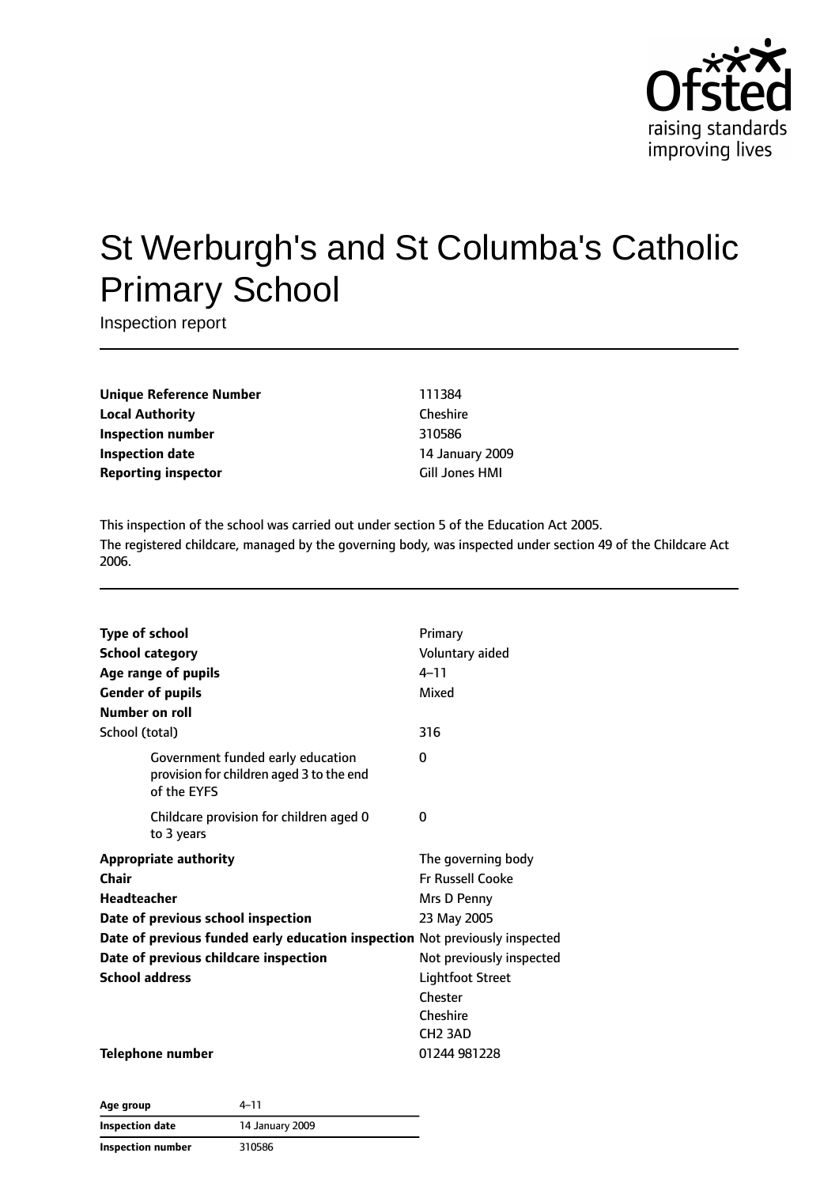Ofsted
raising standards
improving lives

# St Werburgh's and St Columba's Catholic Primary School

Inspection report

| | |
|---|---|
| **Unique Reference Number** | 111384 |
| **Local Authority** | Cheshire |
| **Inspection number** | 310586 |
| **Inspection date** | 14 January 2009 |
| **Reporting inspector** | Gill Jones HMI |

This inspection of the school was carried out under section 5 of the Education Act 2005.

The registered childcare, managed by the governing body, was inspected under section 49 of the Childcare Act 2006.

| | |
|---|---|
| **Type of school** | Primary |
| **School category** | Voluntary aided |
| **Age range of pupils** | 4–11 |
| **Gender of pupils** | Mixed |
| **Number on roll** | |
| School (total) | 316 |
| Government funded early education provision for children aged 3 to the end of the EYFS | 0 |
| Childcare provision for children aged 0 to 3 years | 0 |
| **Appropriate authority** | The governing body |
| **Chair** | Fr Russell Cooke |
| **Headteacher** | Mrs D Penny |
| **Date of previous school inspection** | 23 May 2005 |
| **Date of previous funded early education inspection** | Not previously inspected |
| **Date of previous childcare inspection** | Not previously inspected |
| **School address** | Lightfoot Street<br>Chester<br>Cheshire<br>CH2 3AD |
| **Telephone number** | 01244 981228 |

| | |
|---|---|
| **Age group** | 4–11 |
| **Inspection date** | 14 January 2009 |
| **Inspection number** | 310586 |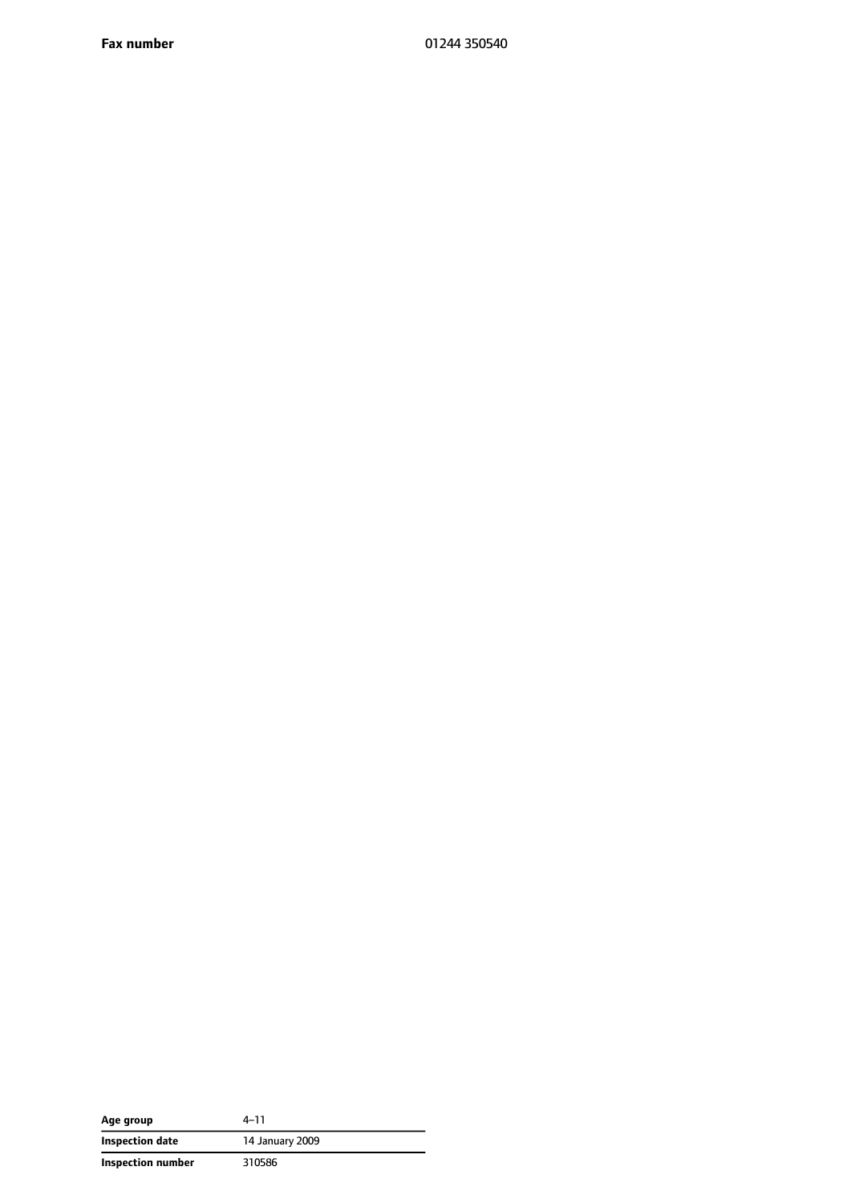| | |
|---|---|
| **Fax number** | 01244 350540 |

| | |
|---|---|
| **Age group** | 4–11 |
| **Inspection date** | 14 January 2009 |
| **Inspection number** | 310586 |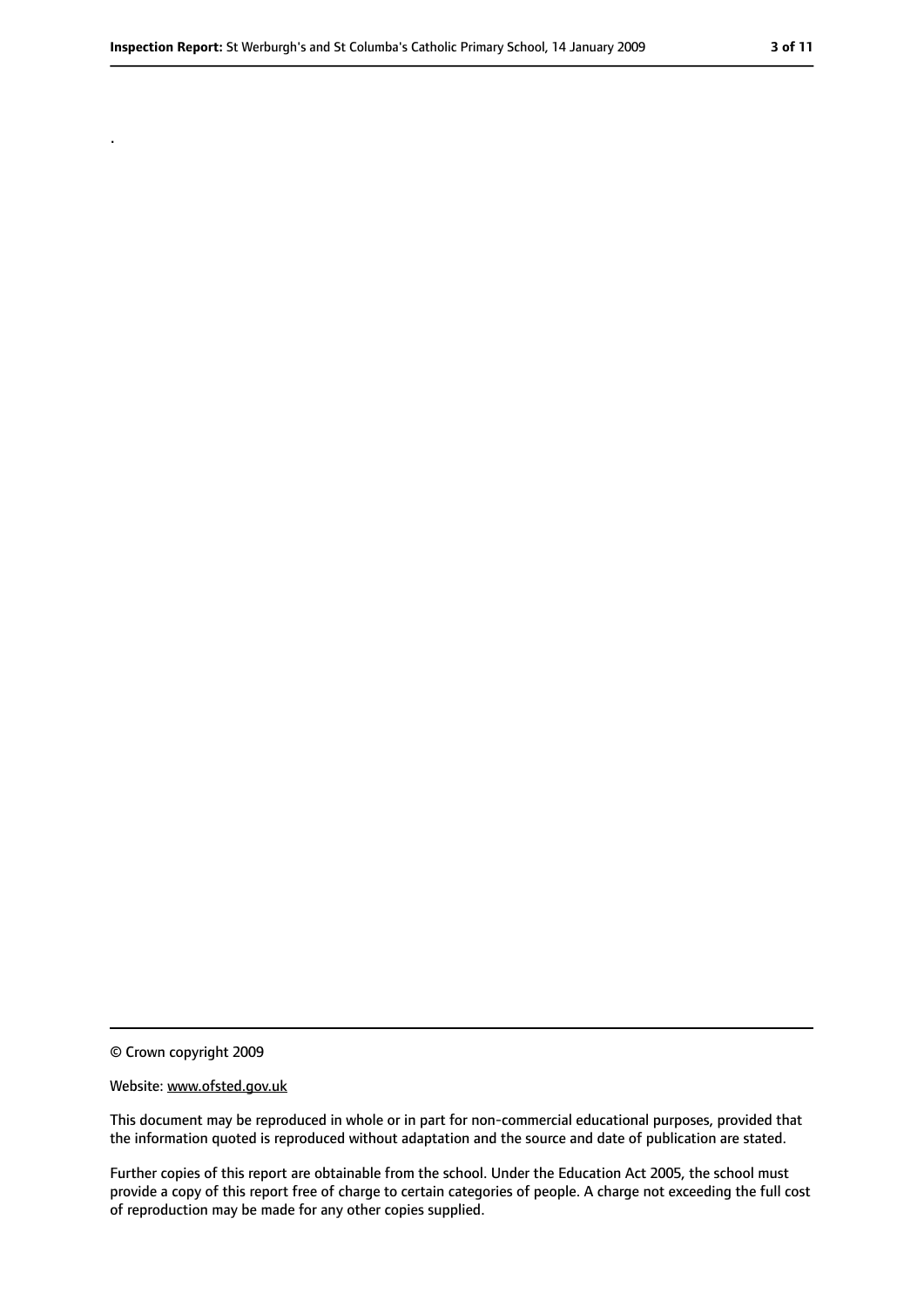.

© Crown copyright 2009

Website: www.ofsted.gov.uk

This document may be reproduced in whole or in part for non-commercial educational purposes, provided that the information quoted is reproduced without adaptation and the source and date of publication are stated.

Further copies of this report are obtainable from the school. Under the Education Act 2005, the school must provide a copy of this report free of charge to certain categories of people. A charge not exceeding the full cost of reproduction may be made for any other copies supplied.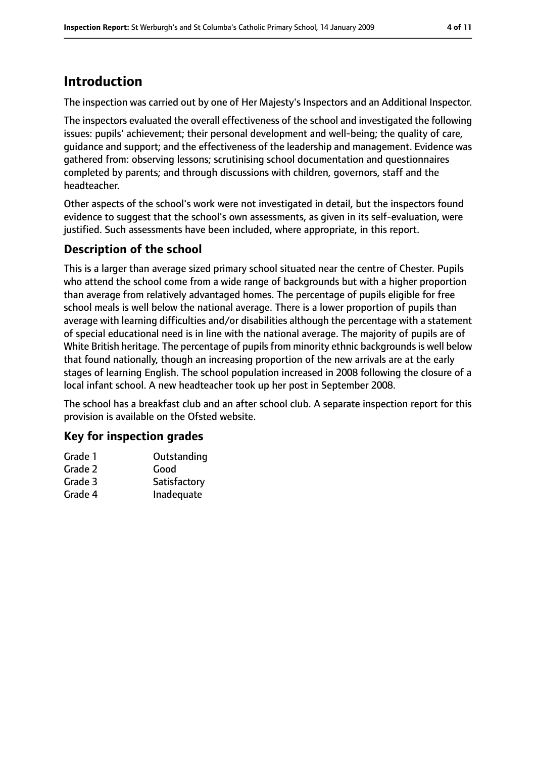# Introduction

The inspection was carried out by one of Her Majesty's Inspectors and an Additional Inspector.

The inspectors evaluated the overall effectiveness of the school and investigated the following issues: pupils' achievement; their personal development and well-being; the quality of care, guidance and support; and the effectiveness of the leadership and management. Evidence was gathered from: observing lessons; scrutinising school documentation and questionnaires completed by parents; and through discussions with children, governors, staff and the headteacher.

Other aspects of the school's work were not investigated in detail, but the inspectors found evidence to suggest that the school's own assessments, as given in its self-evaluation, were justified. Such assessments have been included, where appropriate, in this report.

## Description of the school

This is a larger than average sized primary school situated near the centre of Chester. Pupils who attend the school come from a wide range of backgrounds but with a higher proportion than average from relatively advantaged homes. The percentage of pupils eligible for free school meals is well below the national average. There is a lower proportion of pupils than average with learning difficulties and/or disabilities although the percentage with a statement of special educational need is in line with the national average. The majority of pupils are of White British heritage. The percentage of pupils from minority ethnic backgrounds is well below that found nationally, though an increasing proportion of the new arrivals are at the early stages of learning English. The school population increased in 2008 following the closure of a local infant school. A new headteacher took up her post in September 2008.

The school has a breakfast club and an after school club. A separate inspection report for this provision is available on the Ofsted website.

## Key for inspection grades

| | |
|---|---|
| Grade 1 | Outstanding |
| Grade 2 | Good |
| Grade 3 | Satisfactory |
| Grade 4 | Inadequate |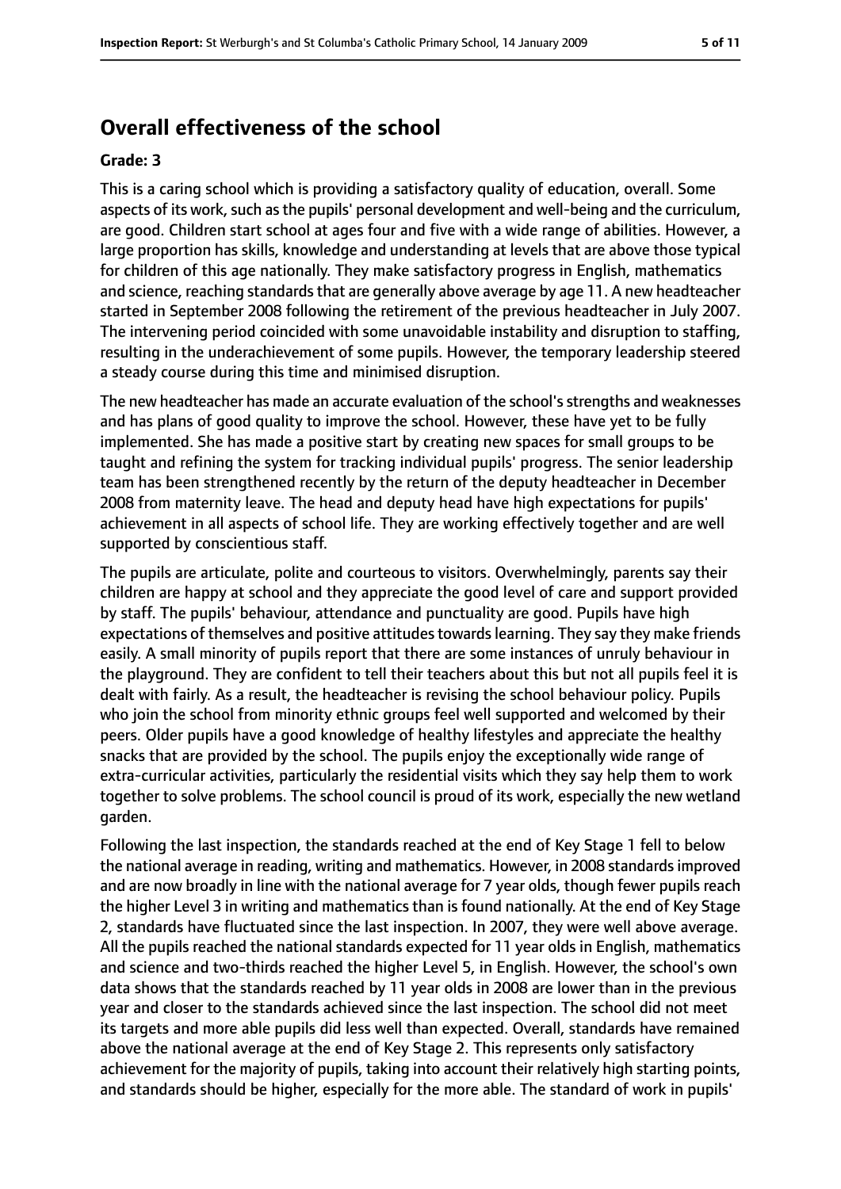## Overall effectiveness of the school

**Grade: 3**

This is a caring school which is providing a satisfactory quality of education, overall. Some aspects of its work, such as the pupils' personal development and well-being and the curriculum, are good. Children start school at ages four and five with a wide range of abilities. However, a large proportion has skills, knowledge and understanding at levels that are above those typical for children of this age nationally. They make satisfactory progress in English, mathematics and science, reaching standards that are generally above average by age 11. A new headteacher started in September 2008 following the retirement of the previous headteacher in July 2007. The intervening period coincided with some unavoidable instability and disruption to staffing, resulting in the underachievement of some pupils. However, the temporary leadership steered a steady course during this time and minimised disruption.

The new headteacher has made an accurate evaluation of the school's strengths and weaknesses and has plans of good quality to improve the school. However, these have yet to be fully implemented. She has made a positive start by creating new spaces for small groups to be taught and refining the system for tracking individual pupils' progress. The senior leadership team has been strengthened recently by the return of the deputy headteacher in December 2008 from maternity leave. The head and deputy head have high expectations for pupils' achievement in all aspects of school life. They are working effectively together and are well supported by conscientious staff.

The pupils are articulate, polite and courteous to visitors. Overwhelmingly, parents say their children are happy at school and they appreciate the good level of care and support provided by staff. The pupils' behaviour, attendance and punctuality are good. Pupils have high expectations of themselves and positive attitudes towards learning. They say they make friends easily. A small minority of pupils report that there are some instances of unruly behaviour in the playground. They are confident to tell their teachers about this but not all pupils feel it is dealt with fairly. As a result, the headteacher is revising the school behaviour policy. Pupils who join the school from minority ethnic groups feel well supported and welcomed by their peers. Older pupils have a good knowledge of healthy lifestyles and appreciate the healthy snacks that are provided by the school. The pupils enjoy the exceptionally wide range of extra-curricular activities, particularly the residential visits which they say help them to work together to solve problems. The school council is proud of its work, especially the new wetland garden.

Following the last inspection, the standards reached at the end of Key Stage 1 fell to below the national average in reading, writing and mathematics. However, in 2008 standards improved and are now broadly in line with the national average for 7 year olds, though fewer pupils reach the higher Level 3 in writing and mathematics than is found nationally. At the end of Key Stage 2, standards have fluctuated since the last inspection. In 2007, they were well above average. All the pupils reached the national standards expected for 11 year olds in English, mathematics and science and two-thirds reached the higher Level 5, in English. However, the school's own data shows that the standards reached by 11 year olds in 2008 are lower than in the previous year and closer to the standards achieved since the last inspection. The school did not meet its targets and more able pupils did less well than expected. Overall, standards have remained above the national average at the end of Key Stage 2. This represents only satisfactory achievement for the majority of pupils, taking into account their relatively high starting points, and standards should be higher, especially for the more able. The standard of work in pupils'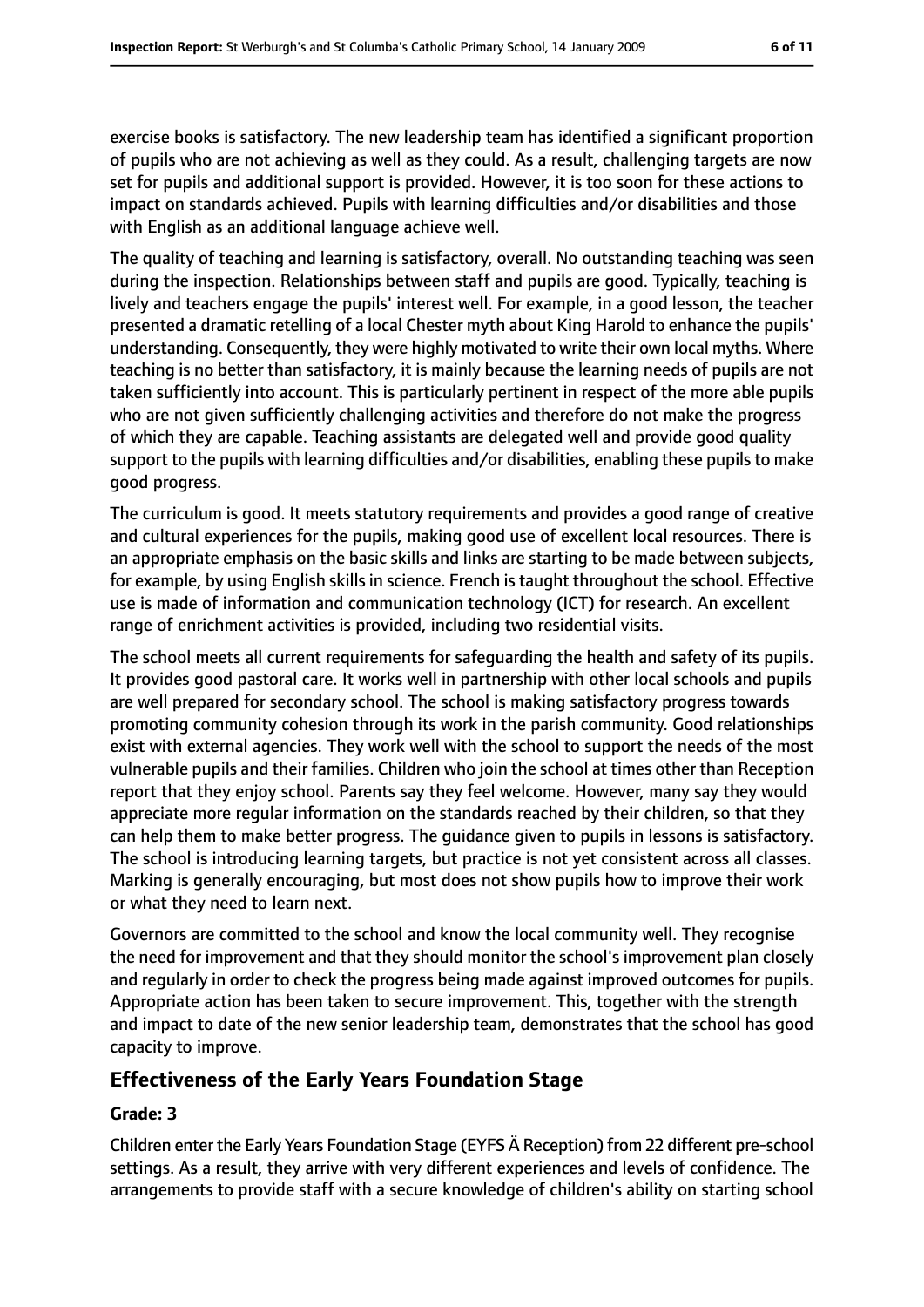exercise books is satisfactory. The new leadership team has identified a significant proportion of pupils who are not achieving as well as they could. As a result, challenging targets are now set for pupils and additional support is provided. However, it is too soon for these actions to impact on standards achieved. Pupils with learning difficulties and/or disabilities and those with English as an additional language achieve well.

The quality of teaching and learning is satisfactory, overall. No outstanding teaching was seen during the inspection. Relationships between staff and pupils are good. Typically, teaching is lively and teachers engage the pupils' interest well. For example, in a good lesson, the teacher presented a dramatic retelling of a local Chester myth about King Harold to enhance the pupils' understanding. Consequently, they were highly motivated to write their own local myths. Where teaching is no better than satisfactory, it is mainly because the learning needs of pupils are not taken sufficiently into account. This is particularly pertinent in respect of the more able pupils who are not given sufficiently challenging activities and therefore do not make the progress of which they are capable. Teaching assistants are delegated well and provide good quality support to the pupils with learning difficulties and/or disabilities, enabling these pupils to make good progress.

The curriculum is good. It meets statutory requirements and provides a good range of creative and cultural experiences for the pupils, making good use of excellent local resources. There is an appropriate emphasis on the basic skills and links are starting to be made between subjects, for example, by using English skills in science. French is taught throughout the school. Effective use is made of information and communication technology (ICT) for research. An excellent range of enrichment activities is provided, including two residential visits.

The school meets all current requirements for safeguarding the health and safety of its pupils. It provides good pastoral care. It works well in partnership with other local schools and pupils are well prepared for secondary school. The school is making satisfactory progress towards promoting community cohesion through its work in the parish community. Good relationships exist with external agencies. They work well with the school to support the needs of the most vulnerable pupils and their families. Children who join the school at times other than Reception report that they enjoy school. Parents say they feel welcome. However, many say they would appreciate more regular information on the standards reached by their children, so that they can help them to make better progress. The guidance given to pupils in lessons is satisfactory. The school is introducing learning targets, but practice is not yet consistent across all classes. Marking is generally encouraging, but most does not show pupils how to improve their work or what they need to learn next.

Governors are committed to the school and know the local community well. They recognise the need for improvement and that they should monitor the school's improvement plan closely and regularly in order to check the progress being made against improved outcomes for pupils. Appropriate action has been taken to secure improvement. This, together with the strength and impact to date of the new senior leadership team, demonstrates that the school has good capacity to improve.

## Effectiveness of the Early Years Foundation Stage

### Grade: 3

Children enter the Early Years Foundation Stage (EYFS Ä Reception) from 22 different pre-school settings. As a result, they arrive with very different experiences and levels of confidence. The arrangements to provide staff with a secure knowledge of children's ability on starting school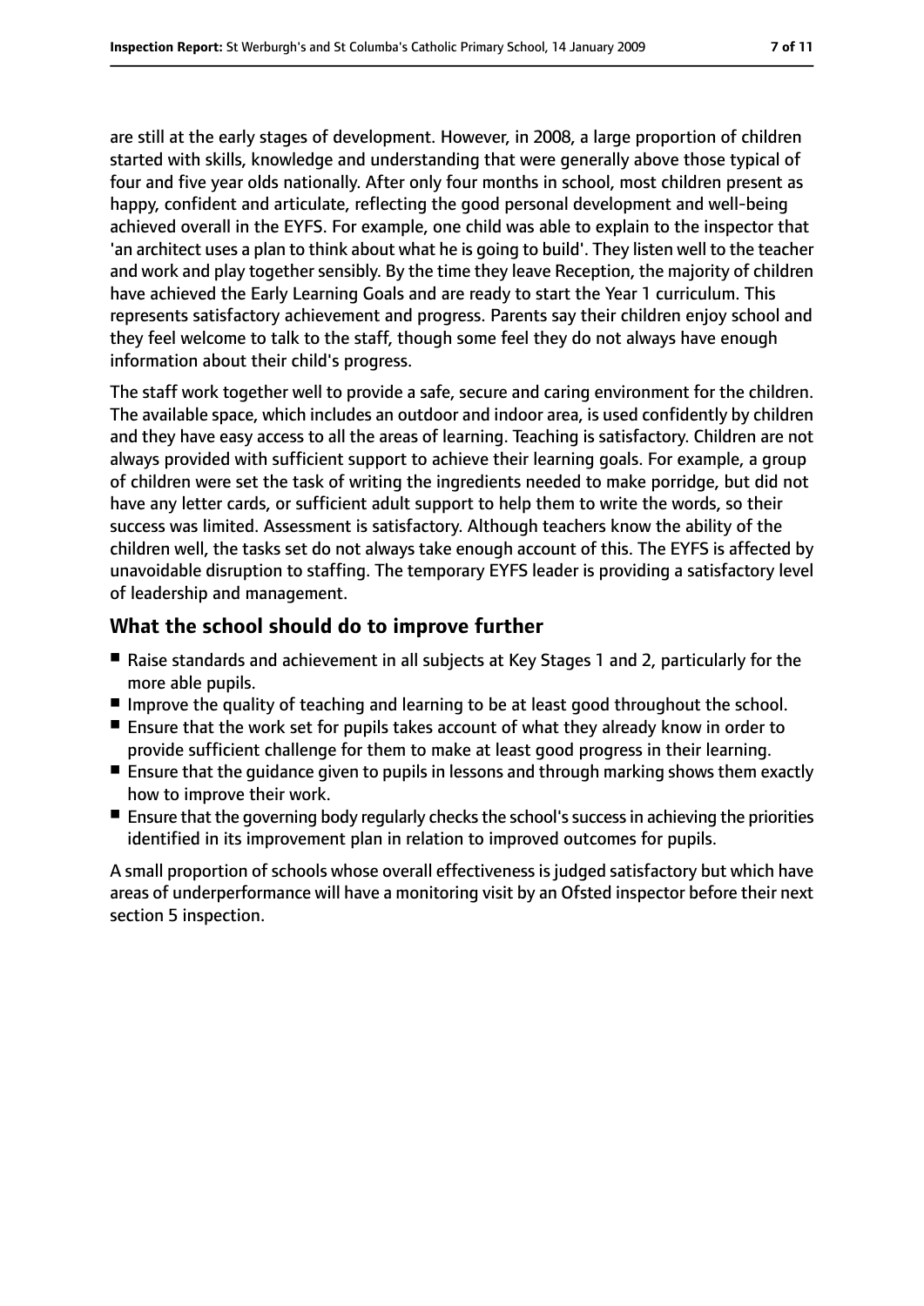are still at the early stages of development. However, in 2008, a large proportion of children started with skills, knowledge and understanding that were generally above those typical of four and five year olds nationally. After only four months in school, most children present as happy, confident and articulate, reflecting the good personal development and well-being achieved overall in the EYFS. For example, one child was able to explain to the inspector that 'an architect uses a plan to think about what he is going to build'. They listen well to the teacher and work and play together sensibly. By the time they leave Reception, the majority of children have achieved the Early Learning Goals and are ready to start the Year 1 curriculum. This represents satisfactory achievement and progress. Parents say their children enjoy school and they feel welcome to talk to the staff, though some feel they do not always have enough information about their child's progress.

The staff work together well to provide a safe, secure and caring environment for the children. The available space, which includes an outdoor and indoor area, is used confidently by children and they have easy access to all the areas of learning. Teaching is satisfactory. Children are not always provided with sufficient support to achieve their learning goals. For example, a group of children were set the task of writing the ingredients needed to make porridge, but did not have any letter cards, or sufficient adult support to help them to write the words, so their success was limited. Assessment is satisfactory. Although teachers know the ability of the children well, the tasks set do not always take enough account of this. The EYFS is affected by unavoidable disruption to staffing. The temporary EYFS leader is providing a satisfactory level of leadership and management.

## What the school should do to improve further

- Raise standards and achievement in all subjects at Key Stages 1 and 2, particularly for the more able pupils.
- Improve the quality of teaching and learning to be at least good throughout the school.
- Ensure that the work set for pupils takes account of what they already know in order to provide sufficient challenge for them to make at least good progress in their learning.
- Ensure that the guidance given to pupils in lessons and through marking shows them exactly how to improve their work.
- Ensure that the governing body regularly checks the school's success in achieving the priorities identified in its improvement plan in relation to improved outcomes for pupils.

A small proportion of schools whose overall effectiveness is judged satisfactory but which have areas of underperformance will have a monitoring visit by an Ofsted inspector before their next section 5 inspection.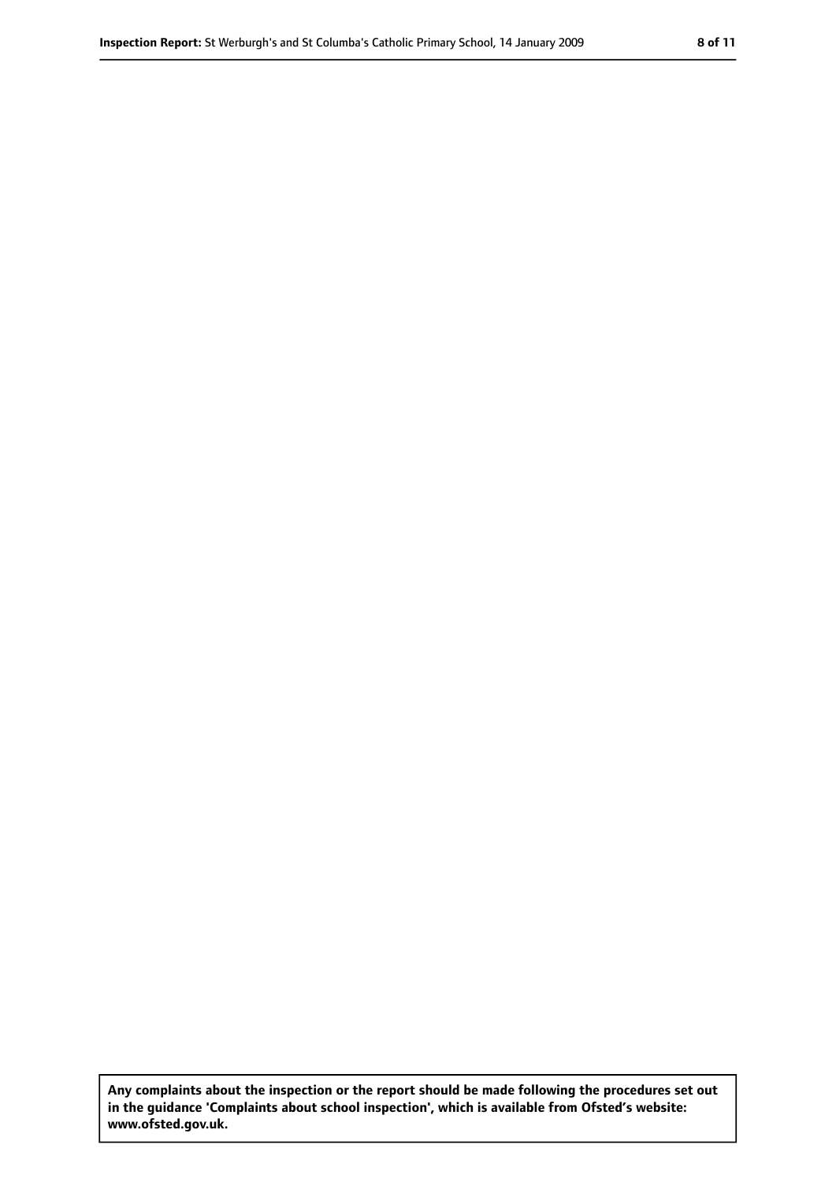**Any complaints about the inspection or the report should be made following the procedures set out in the guidance 'Complaints about school inspection', which is available from Ofsted's website: www.ofsted.gov.uk.**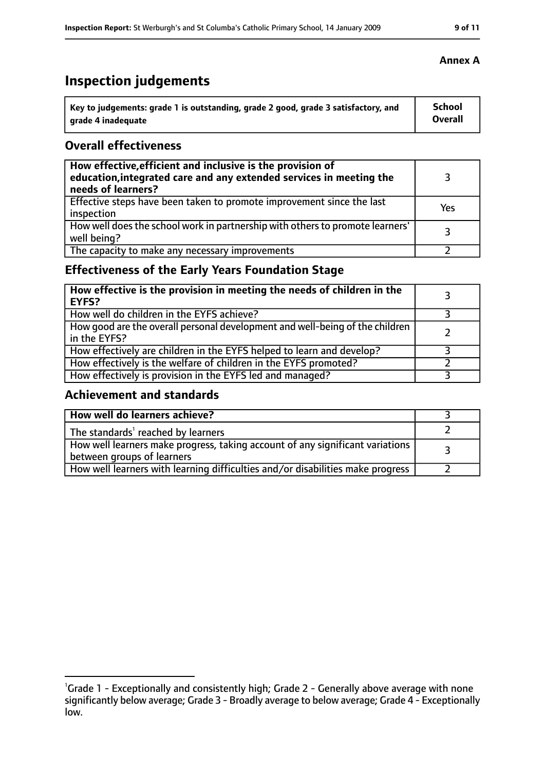**Annex A**

# Inspection judgements

| Key to judgements: grade 1 is outstanding, grade 2 good, grade 3 satisfactory, and grade 4 inadequate | School Overall |
|---|---|

## Overall effectiveness

| | |
|---|---|
| **How effective, efficient and inclusive is the provision of education, integrated care and any extended services in meeting the needs of learners?** | 3 |
| Effective steps have been taken to promote improvement since the last inspection | Yes |
| How well does the school work in partnership with others to promote learners' well being? | 3 |
| The capacity to make any necessary improvements | 2 |

## Effectiveness of the Early Years Foundation Stage

| | |
|---|---|
| **How effective is the provision in meeting the needs of children in the EYFS?** | 3 |
| How well do children in the EYFS achieve? | 3 |
| How good are the overall personal development and well-being of the children in the EYFS? | 2 |
| How effectively are children in the EYFS helped to learn and develop? | 3 |
| How effectively is the welfare of children in the EYFS promoted? | 2 |
| How effectively is provision in the EYFS led and managed? | 3 |

## Achievement and standards

| | |
|---|---|
| **How well do learners achieve?** | 3 |
| The standards[1] reached by learners | 2 |
| How well learners make progress, taking account of any significant variations between groups of learners | 3 |
| How well learners with learning difficulties and/or disabilities make progress | 2 |

[1]Grade 1 - Exceptionally and consistently high; Grade 2 - Generally above average with none significantly below average; Grade 3 - Broadly average to below average; Grade 4 - Exceptionally low.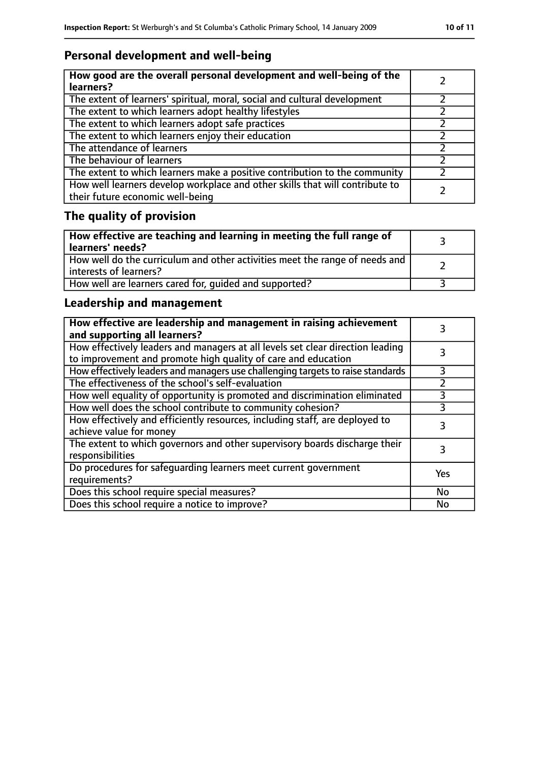## Personal development and well-being

| How good are the overall personal development and well-being of the learners? | 2 |
|---|---|
| The extent of learners' spiritual, moral, social and cultural development | 2 |
| The extent to which learners adopt healthy lifestyles | 2 |
| The extent to which learners adopt safe practices | 2 |
| The extent to which learners enjoy their education | 2 |
| The attendance of learners | 2 |
| The behaviour of learners | 2 |
| The extent to which learners make a positive contribution to the community | 2 |
| How well learners develop workplace and other skills that will contribute to their future economic well-being | 2 |

## The quality of provision

| How effective are teaching and learning in meeting the full range of learners' needs? | 3 |
|---|---|
| How well do the curriculum and other activities meet the range of needs and interests of learners? | 2 |
| How well are learners cared for, guided and supported? | 3 |

## Leadership and management

| How effective are leadership and management in raising achievement and supporting all learners? | 3 |
|---|---|
| How effectively leaders and managers at all levels set clear direction leading to improvement and promote high quality of care and education | 3 |
| How effectively leaders and managers use challenging targets to raise standards | 3 |
| The effectiveness of the school's self-evaluation | 2 |
| How well equality of opportunity is promoted and discrimination eliminated | 3 |
| How well does the school contribute to community cohesion? | 3 |
| How effectively and efficiently resources, including staff, are deployed to achieve value for money | 3 |
| The extent to which governors and other supervisory boards discharge their responsibilities | 3 |
| Do procedures for safeguarding learners meet current government requirements? | Yes |
| Does this school require special measures? | No |
| Does this school require a notice to improve? | No |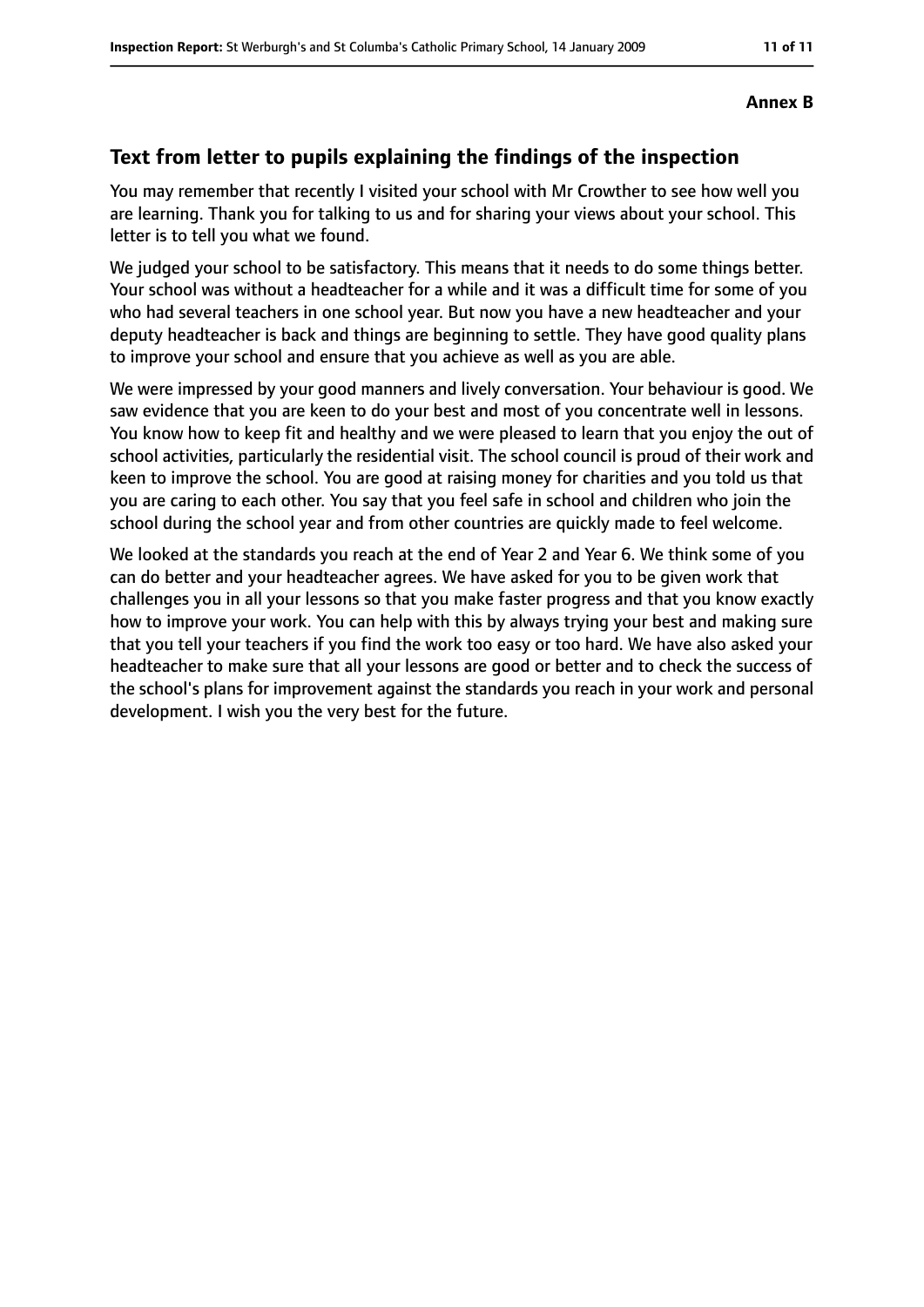**Annex B**

## Text from letter to pupils explaining the findings of the inspection

You may remember that recently I visited your school with Mr Crowther to see how well you are learning. Thank you for talking to us and for sharing your views about your school. This letter is to tell you what we found.

We judged your school to be satisfactory. This means that it needs to do some things better. Your school was without a headteacher for a while and it was a difficult time for some of you who had several teachers in one school year. But now you have a new headteacher and your deputy headteacher is back and things are beginning to settle. They have good quality plans to improve your school and ensure that you achieve as well as you are able.

We were impressed by your good manners and lively conversation. Your behaviour is good. We saw evidence that you are keen to do your best and most of you concentrate well in lessons. You know how to keep fit and healthy and we were pleased to learn that you enjoy the out of school activities, particularly the residential visit. The school council is proud of their work and keen to improve the school. You are good at raising money for charities and you told us that you are caring to each other. You say that you feel safe in school and children who join the school during the school year and from other countries are quickly made to feel welcome.

We looked at the standards you reach at the end of Year 2 and Year 6. We think some of you can do better and your headteacher agrees. We have asked for you to be given work that challenges you in all your lessons so that you make faster progress and that you know exactly how to improve your work. You can help with this by always trying your best and making sure that you tell your teachers if you find the work too easy or too hard. We have also asked your headteacher to make sure that all your lessons are good or better and to check the success of the school's plans for improvement against the standards you reach in your work and personal development. I wish you the very best for the future.